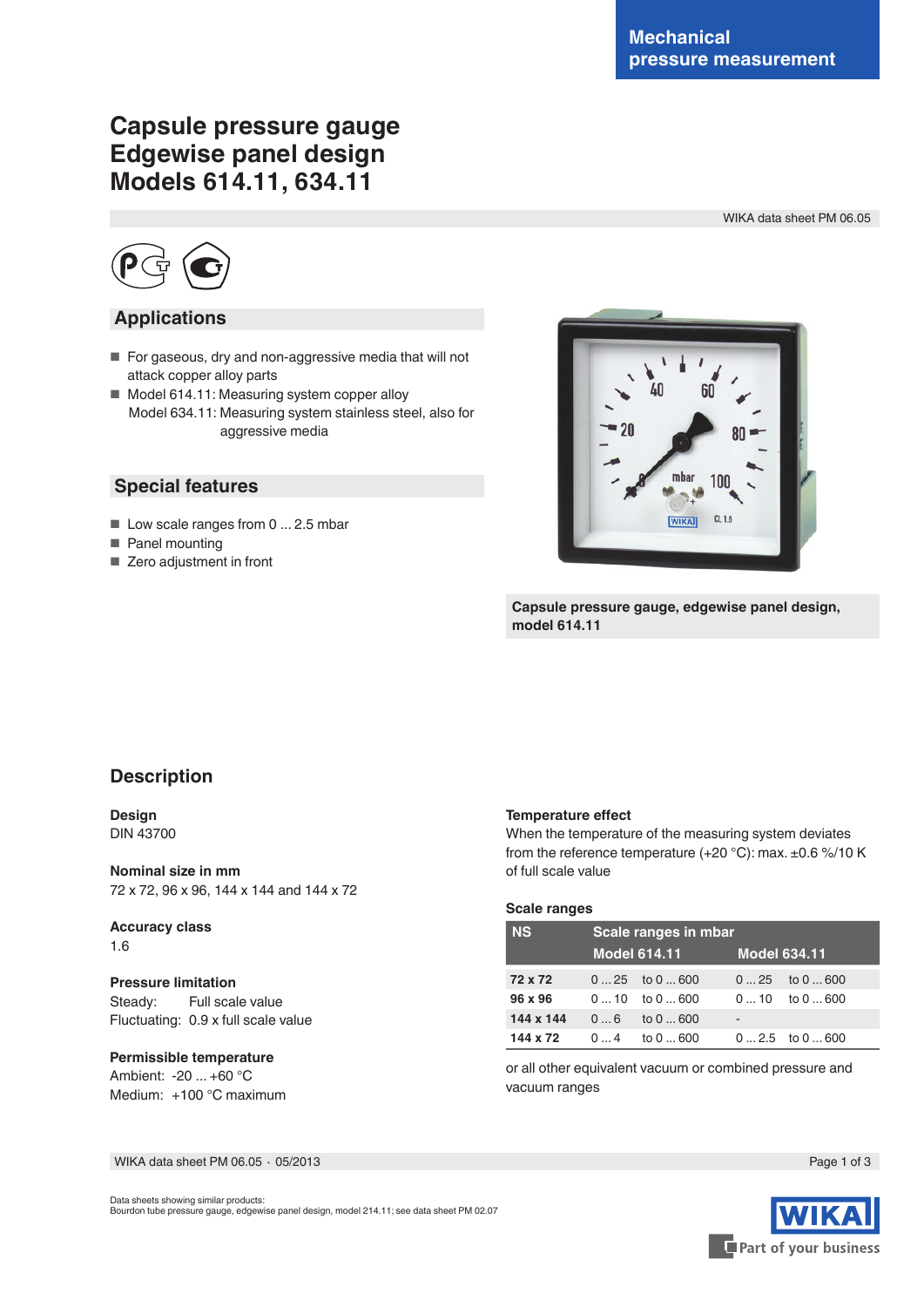Mechanical pressure measurement

# Capsule pressure gauge Edgewise panel design Models 614.11, 634.11

WIKA data sheet PM 06.05

## Applications

- For gaseous, dry and non-aggressive media that will not attack copper alloy parts
- Model 614.11: Measuring system copper alloy
  Model 634.11: Measuring system stainless steel, also for aggressive media

## Special features

- Low scale ranges from 0 ... 2.5 mbar
- Panel mounting
- Zero adjustment in front

**Capsule pressure gauge, edgewise panel design, model 614.11**

## Description

**Design**
DIN 43700

**Nominal size in mm**
72 x 72, 96 x 96, 144 x 144 and 144 x 72

**Accuracy class**
1.6

**Pressure limitation**
Steady: Full scale value
Fluctuating: 0.9 x full scale value

**Permissible temperature**
Ambient: -20 ... +60 °C
Medium: +100 °C maximum

**Temperature effect**
When the temperature of the measuring system deviates from the reference temperature (+20 °C): max. ±0.6 %/10 K of full scale value

**Scale ranges**

| NS | Scale ranges in mbar | | | |
|---|---|---|---|---|
| | Model 614.11 | | Model 634.11 | |
| **72 x 72** | 0 ... 25 | to 0 ... 600 | 0 ... 25 | to 0 ... 600 |
| **96 x 96** | 0 ... 10 | to 0 ... 600 | 0 ... 10 | to 0 ... 600 |
| **144 x 144** | 0 ... 6 | to 0 ... 600 | - | |
| **144 x 72** | 0 ... 4 | to 0 ... 600 | 0 ... 2.5 | to 0 ... 600 |

or all other equivalent vacuum or combined pressure and vacuum ranges

Data sheets showing similar products:
Bourdon tube pressure gauge, edgewise panel design, model 214.11; see data sheet PM 02.07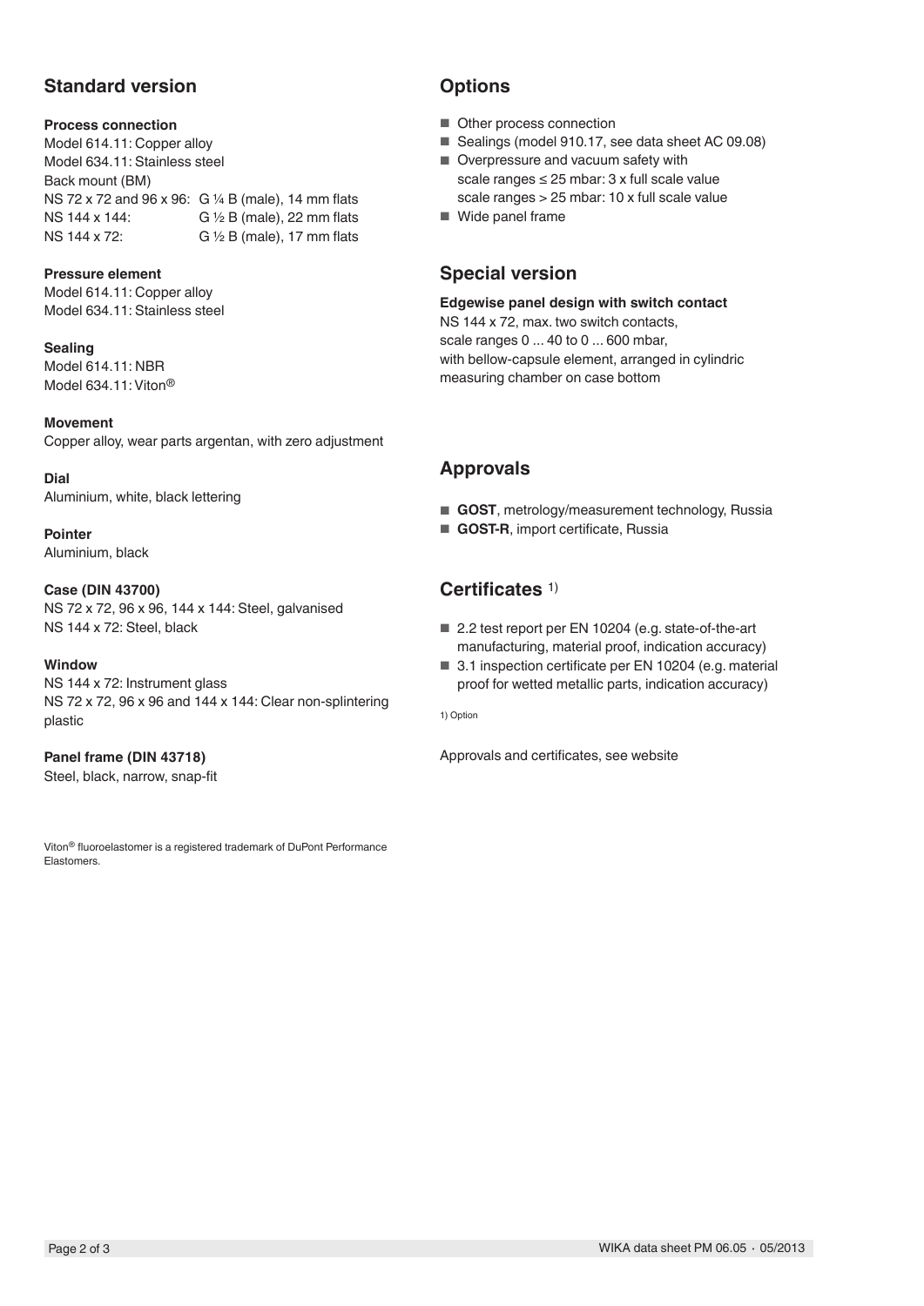## Standard version

**Process connection**
Model 614.11: Copper alloy
Model 634.11: Stainless steel
Back mount (BM)

| | |
|---|---|
| NS 72 x 72 and 96 x 96: | G ¼ B (male), 14 mm flats |
| NS 144 x 144: | G ½ B (male), 22 mm flats |
| NS 144 x 72: | G ½ B (male), 17 mm flats |

**Pressure element**
Model 614.11: Copper alloy
Model 634.11: Stainless steel

**Sealing**
Model 614.11: NBR
Model 634.11: Viton®

**Movement**
Copper alloy, wear parts argentan, with zero adjustment

**Dial**
Aluminium, white, black lettering

**Pointer**
Aluminium, black

**Case (DIN 43700)**
NS 72 x 72, 96 x 96, 144 x 144: Steel, galvanised
NS 144 x 72: Steel, black

**Window**
NS 144 x 72: Instrument glass
NS 72 x 72, 96 x 96 and 144 x 144: Clear non-splintering plastic

**Panel frame (DIN 43718)**
Steel, black, narrow, snap-fit

Viton® fluoroelastomer is a registered trademark of DuPont Performance Elastomers.

## Options

- Other process connection
- Sealings (model 910.17, see data sheet AC 09.08)
- Overpressure and vacuum safety with
  scale ranges ≤ 25 mbar: 3 x full scale value
  scale ranges > 25 mbar: 10 x full scale value
- Wide panel frame

## Special version

**Edgewise panel design with switch contact**
NS 144 x 72, max. two switch contacts,
scale ranges 0 ... 40 to 0 ... 600 mbar,
with bellow-capsule element, arranged in cylindric measuring chamber on case bottom

## Approvals

- **GOST**, metrology/measurement technology, Russia
- **GOST-R**, import certificate, Russia

## Certificates [1)]

- 2.2 test report per EN 10204 (e.g. state-of-the-art manufacturing, material proof, indication accuracy)
- 3.1 inspection certificate per EN 10204 (e.g. material proof for wetted metallic parts, indication accuracy)

1) Option

Approvals and certificates, see website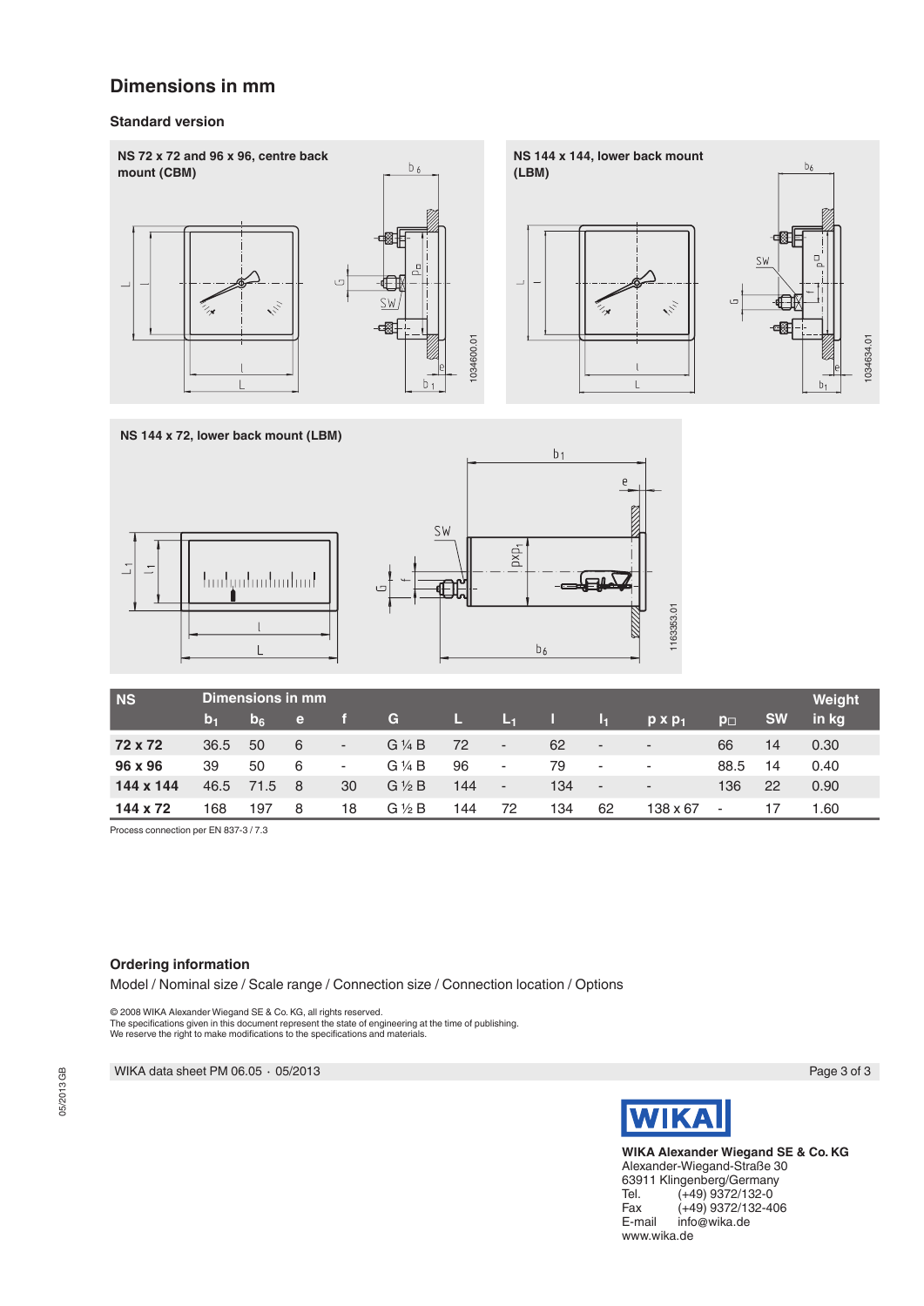## Dimensions in mm

### Standard version

**NS 72 x 72 and 96 x 96, centre back mount (CBM)**

1034600.01

**NS 144 x 144, lower back mount (LBM)**

1034634.01

**NS 144 x 72, lower back mount (LBM)**

1163353.01

| NS | Dimensions in mm | | | | | | | | | | | | Weight in kg |
|---|---|---|---|---|---|---|---|---|---|---|---|---|---|
| | $b_1$ | $b_6$ | e | f | G | L | $L_1$ | l | $l_1$ | p x $p_1$ | p□ | SW | |
| **72 x 72** | 36.5 | 50 | 6 | - | G ¼ B | 72 | - | 62 | - | - | 66 | 14 | 0.30 |
| **96 x 96** | 39 | 50 | 6 | - | G ¼ B | 96 | - | 79 | - | - | 88.5 | 14 | 0.40 |
| **144 x 144** | 46.5 | 71.5 | 8 | 30 | G ½ B | 144 | - | 134 | - | - | 136 | 22 | 0.90 |
| **144 x 72** | 168 | 197 | 8 | 18 | G ½ B | 144 | 72 | 134 | 62 | 138 x 67 | - | 17 | 1.60 |

Process connection per EN 837-3 / 7.3

### Ordering information

Model / Nominal size / Scale range / Connection size / Connection location / Options

© 2008 WIKA Alexander Wiegand SE & Co. KG, all rights reserved.
The specifications given in this document represent the state of engineering at the time of publishing.
We reserve the right to make modifications to the specifications and materials.

**WIKA Alexander Wiegand SE & Co. KG**
Alexander-Wiegand-Straße 30
63911 Klingenberg/Germany
Tel. (+49) 9372/132-0
Fax (+49) 9372/132-406
E-mail info@wika.de
www.wika.de